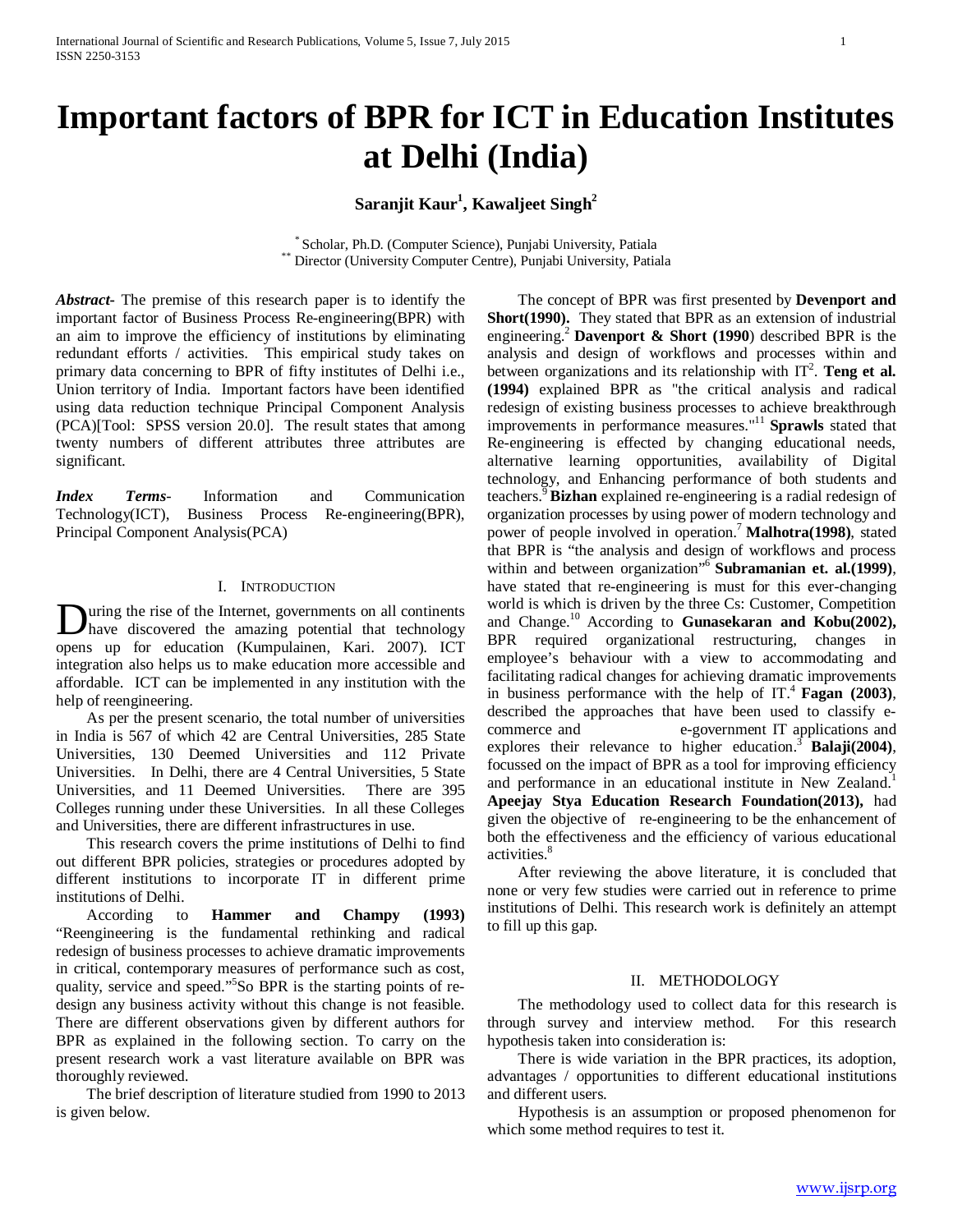# Important factors of BPR for ICT in Education Institutes at Delhi (India)

**Saranjit Kaur[1], Kawaljeet Singh[2]**

[*] Scholar, Ph.D. (Computer Science), Punjabi University, Patiala
[**] Director (University Computer Centre), Punjabi University, Patiala

***Abstract***- The premise of this research paper is to identify the important factor of Business Process Re-engineering(BPR) with an aim to improve the efficiency of institutions by eliminating redundant efforts / activities. This empirical study takes on primary data concerning to BPR of fifty institutes of Delhi i.e., Union territory of India. Important factors have been identified using data reduction technique Principal Component Analysis (PCA)[Tool: SPSS version 20.0]. The result states that among twenty numbers of different attributes three attributes are significant.

***Index Terms***- Information and Communication Technology(ICT), Business Process Re-engineering(BPR), Principal Component Analysis(PCA)

## I. Introduction

During the rise of the Internet, governments on all continents have discovered the amazing potential that technology opens up for education (Kumpulainen, Kari. 2007). ICT integration also helps us to make education more accessible and affordable. ICT can be implemented in any institution with the help of reengineering.

As per the present scenario, the total number of universities in India is 567 of which 42 are Central Universities, 285 State Universities, 130 Deemed Universities and 112 Private Universities. In Delhi, there are 4 Central Universities, 5 State Universities, and 11 Deemed Universities. There are 395 Colleges running under these Universities. In all these Colleges and Universities, there are different infrastructures in use.

This research covers the prime institutions of Delhi to find out different BPR policies, strategies or procedures adopted by different institutions to incorporate IT in different prime institutions of Delhi.

According to **Hammer and Champy (1993)** "Reengineering is the fundamental rethinking and radical redesign of business processes to achieve dramatic improvements in critical, contemporary measures of performance such as cost, quality, service and speed."[5]So BPR is the starting points of re-design any business activity without this change is not feasible. There are different observations given by different authors for BPR as explained in the following section. To carry on the present research work a vast literature available on BPR was thoroughly reviewed.

The brief description of literature studied from 1990 to 2013 is given below.

The concept of BPR was first presented by **Devenport and Short(1990).** They stated that BPR as an extension of industrial engineering.[2] **Davenport & Short (1990**) described BPR is the analysis and design of workflows and processes within and between organizations and its relationship with IT[2]. **Teng et al. (1994)** explained BPR as "the critical analysis and radical redesign of existing business processes to achieve breakthrough improvements in performance measures."[11] **Sprawls** stated that Re-engineering is effected by changing educational needs, alternative learning opportunities, availability of Digital technology, and Enhancing performance of both students and teachers.[9] **Bizhan** explained re-engineering is a radial redesign of organization processes by using power of modern technology and power of people involved in operation.[7] **Malhotra(1998)**, stated that BPR is "the analysis and design of workflows and process within and between organization"[6] **Subramanian et. al.(1999)**, have stated that re-engineering is must for this ever-changing world is which is driven by the three Cs: Customer, Competition and Change.[10] According to **Gunasekaran and Kobu(2002),** BPR required organizational restructuring, changes in employee's behaviour with a view to accommodating and facilitating radical changes for achieving dramatic improvements in business performance with the help of IT.[4] **Fagan (2003)**, described the approaches that have been used to classify e-commerce and e-government IT applications and explores their relevance to higher education.[3] **Balaji(2004)**, focussed on the impact of BPR as a tool for improving efficiency and performance in an educational institute in New Zealand.[1] **Apeejay Stya Education Research Foundation(2013),** had given the objective of re-engineering to be the enhancement of both the effectiveness and the efficiency of various educational activities.[8]

After reviewing the above literature, it is concluded that none or very few studies were carried out in reference to prime institutions of Delhi. This research work is definitely an attempt to fill up this gap.

## II. Methodology

The methodology used to collect data for this research is through survey and interview method. For this research hypothesis taken into consideration is:

There is wide variation in the BPR practices, its adoption, advantages / opportunities to different educational institutions and different users.

Hypothesis is an assumption or proposed phenomenon for which some method requires to test it.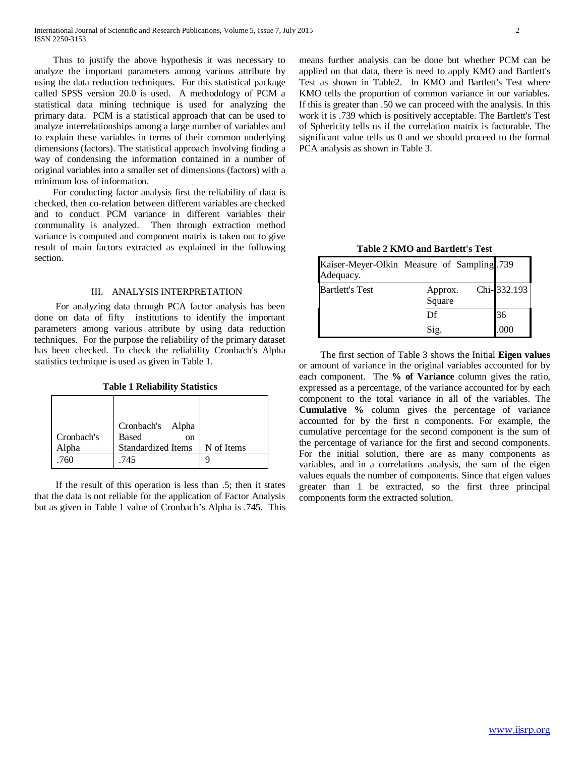Thus to justify the above hypothesis it was necessary to analyze the important parameters among various attribute by using the data reduction techniques. For this statistical package called SPSS version 20.0 is used. A methodology of PCM a statistical data mining technique is used for analyzing the primary data. PCM is a statistical approach that can be used to analyze interrelationships among a large number of variables and to explain these variables in terms of their common underlying dimensions (factors). The statistical approach involving finding a way of condensing the information contained in a number of original variables into a smaller set of dimensions (factors) with a minimum loss of information.

For conducting factor analysis first the reliability of data is checked, then co-relation between different variables are checked and to conduct PCM variance in different variables their communality is analyzed. Then through extraction method variance is computed and component matrix is taken out to give result of main factors extracted as explained in the following section.

## III. ANALYSIS INTERPRETATION

For analyzing data through PCA factor analysis has been done on data of fifty institutions to identify the important parameters among various attribute by using data reduction techniques. For the purpose the reliability of the primary dataset has been checked. To check the reliability Cronbach's Alpha statistics technique is used as given in Table 1.

**Table 1 Reliability Statistics**

| Cronbach's Alpha | Cronbach's Alpha Based on Standardized Items | N of Items |
|---|---|---|
| .760 | .745 | 9 |

If the result of this operation is less than .5; then it states that the data is not reliable for the application of Factor Analysis but as given in Table 1 value of Cronbach's Alpha is .745. This means further analysis can be done but whether PCM can be applied on that data, there is need to apply KMO and Bartlett's Test as shown in Table2. In KMO and Bartlett's Test where KMO tells the proportion of common variance in our variables. If this is greater than .50 we can proceed with the analysis. In this work it is .739 which is positively acceptable. The Bartlett's Test of Sphericity tells us if the correlation matrix is factorable. The significant value tells us 0 and we should proceed to the formal PCA analysis as shown in Table 3.

**Table 2 KMO and Bartlett's Test**

| | | |
|---|---|---|
| Kaiser-Meyer-Olkin Measure of Sampling Adequacy. | | .739 |
| Bartlett's Test | Approx. Chi-Square | 332.193 |
| | Df | 36 |
| | Sig. | .000 |

The first section of Table 3 shows the Initial **Eigen values** or amount of variance in the original variables accounted for by each component. The **% of Variance** column gives the ratio, expressed as a percentage, of the variance accounted for by each component to the total variance in all of the variables. The **Cumulative %** column gives the percentage of variance accounted for by the first n components. For example, the cumulative percentage for the second component is the sum of the percentage of variance for the first and second components. For the initial solution, there are as many components as variables, and in a correlations analysis, the sum of the eigen values equals the number of components. Since that eigen values greater than 1 be extracted, so the first three principal components form the extracted solution.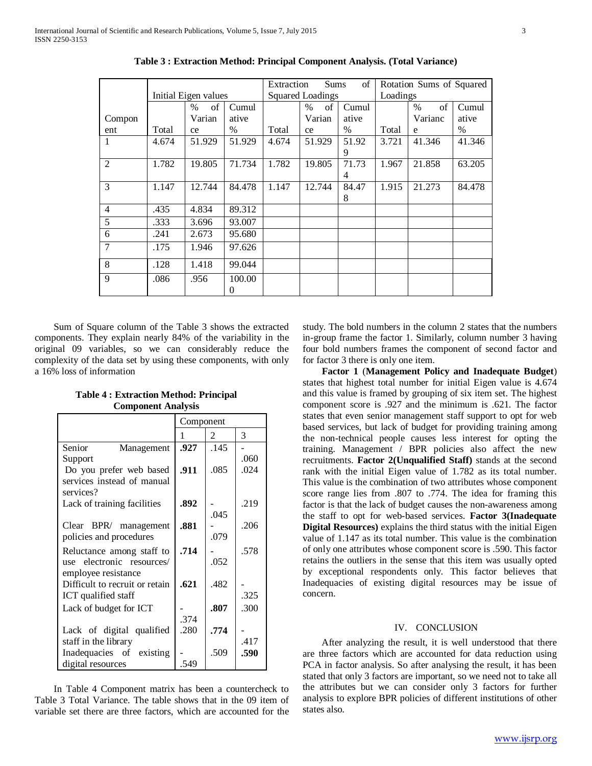**Table 3 : Extraction Method: Principal Component Analysis. (Total Variance)**

| Component | Initial Eigen values | | | Extraction Sums of Squared Loadings | | | Rotation Sums of Squared Loadings | | |
|---|---|---|---|---|---|---|---|---|---|
| | Total | % of Variance | Cumulative % | Total | % of Variance | Cumulative % | Total | % of Variance | Cumulative % |
| 1 | 4.674 | 51.929 | 51.929 | 4.674 | 51.929 | 51.929 | 3.721 | 41.346 | 41.346 |
| 2 | 1.782 | 19.805 | 71.734 | 1.782 | 19.805 | 71.734 | 1.967 | 21.858 | 63.205 |
| 3 | 1.147 | 12.744 | 84.478 | 1.147 | 12.744 | 84.478 | 1.915 | 21.273 | 84.478 |
| 4 | .435 | 4.834 | 89.312 | | | | | | |
| 5 | .333 | 3.696 | 93.007 | | | | | | |
| 6 | .241 | 2.673 | 95.680 | | | | | | |
| 7 | .175 | 1.946 | 97.626 | | | | | | |
| 8 | .128 | 1.418 | 99.044 | | | | | | |
| 9 | .086 | .956 | 100.000 | | | | | | |

Sum of Square column of the Table 3 shows the extracted components. They explain nearly 84% of the variability in the original 09 variables, so we can considerably reduce the complexity of the data set by using these components, with only a 16% loss of information

**Table 4 : Extraction Method: Principal Component Analysis**

| | Component | | |
|---|---|---|---|
| | 1 | 2 | 3 |
| Senior Management Support | **.927** | .145 | -.060 |
| Do you prefer web based services instead of manual services? | **.911** | .085 | .024 |
| Lack of training facilities | **.892** | -.045 | .219 |
| Clear BPR/ management policies and procedures | **.881** | -.079 | .206 |
| Reluctance among staff to use electronic resources/ employee resistance | **.714** | -.052 | .578 |
| Difficult to recruit or retain ICT qualified staff | **.621** | .482 | -.325 |
| Lack of budget for ICT | -.374 | **.807** | .300 |
| Lack of digital qualified staff in the library | .280 | **.774** | -.417 |
| Inadequacies of existing digital resources | -.549 | .509 | **.590** |

In Table 4 Component matrix has been a countercheck to Table 3 Total Variance. The table shows that in the 09 item of variable set there are three factors, which are accounted for the study. The bold numbers in the column 2 states that the numbers in-group frame the factor 1. Similarly, column number 3 having four bold numbers frames the component of second factor and for factor 3 there is only one item.

**Factor 1** (**Management Policy and Inadequate Budget**) states that highest total number for initial Eigen value is 4.674 and this value is framed by grouping of six item set. The highest component score is .927 and the minimum is .621. The factor states that even senior management staff support to opt for web based services, but lack of budget for providing training among the non-technical people causes less interest for opting the training. Management / BPR policies also affect the new recruitments. **Factor 2(Unqualified Staff)** stands at the second rank with the initial Eigen value of 1.782 as its total number. This value is the combination of two attributes whose component score range lies from .807 to .774. The idea for framing this factor is that the lack of budget causes the non-awareness among the staff to opt for web-based services. **Factor 3(Inadequate Digital Resources)** explains the third status with the initial Eigen value of 1.147 as its total number. This value is the combination of only one attributes whose component score is .590. This factor retains the outliers in the sense that this item was usually opted by exceptional respondents only. This factor believes that Inadequacies of existing digital resources may be issue of concern.

## IV. CONCLUSION

After analyzing the result, it is well understood that there are three factors which are accounted for data reduction using PCA in factor analysis. So after analysing the result, it has been stated that only 3 factors are important, so we need not to take all the attributes but we can consider only 3 factors for further analysis to explore BPR policies of different institutions of other states also.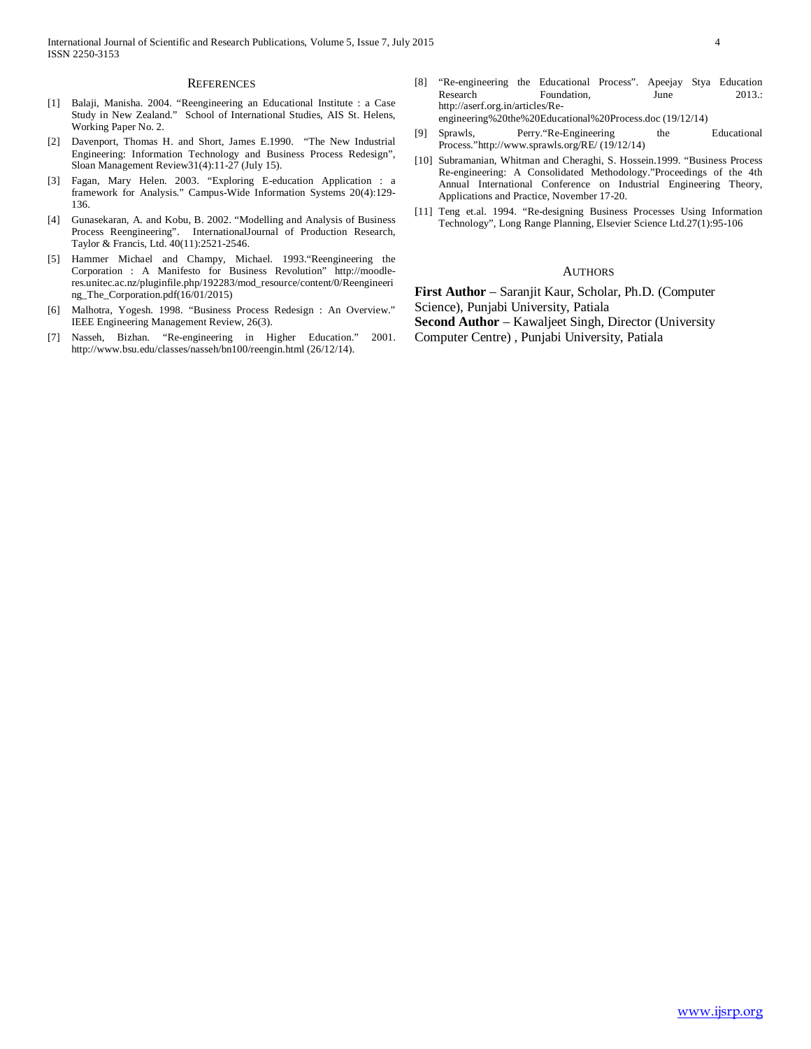## REFERENCES

[1] Balaji, Manisha. 2004. "Reengineering an Educational Institute : a Case Study in New Zealand." School of International Studies, AIS St. Helens, Working Paper No. 2.

[2] Davenport, Thomas H. and Short, James E.1990. "The New Industrial Engineering: Information Technology and Business Process Redesign", Sloan Management Review31(4):11-27 (July 15).

[3] Fagan, Mary Helen. 2003. "Exploring E-education Application : a framework for Analysis." Campus-Wide Information Systems 20(4):129-136.

[4] Gunasekaran, A. and Kobu, B. 2002. "Modelling and Analysis of Business Process Reengineering". InternationalJournal of Production Research, Taylor & Francis, Ltd. 40(11):2521-2546.

[5] Hammer Michael and Champy, Michael. 1993."Reengineering the Corporation : A Manifesto for Business Revolution" http://moodle-res.unitec.ac.nz/pluginfile.php/192283/mod_resource/content/0/Reengineering_The_Corporation.pdf(16/01/2015)

[6] Malhotra, Yogesh. 1998. "Business Process Redesign : An Overview." IEEE Engineering Management Review, 26(3).

[7] Nasseh, Bizhan. "Re-engineering in Higher Education." 2001. http://www.bsu.edu/classes/nasseh/bn100/reengin.html (26/12/14).

[8] "Re-engineering the Educational Process". Apeejay Stya Education Research Foundation, June 2013.: http://aserf.org.in/articles/Re-engineering%20the%20Educational%20Process.doc (19/12/14)

[9] Sprawls, Perry."Re-Engineering the Educational Process."http://www.sprawls.org/RE/ (19/12/14)

[10] Subramanian, Whitman and Cheraghi, S. Hossein.1999. "Business Process Re-engineering: A Consolidated Methodology."Proceedings of the 4th Annual International Conference on Industrial Engineering Theory, Applications and Practice, November 17-20.

[11] Teng et.al. 1994. "Re-designing Business Processes Using Information Technology", Long Range Planning, Elsevier Science Ltd.27(1):95-106

## AUTHORS

**First Author** – Saranjit Kaur, Scholar, Ph.D. (Computer Science), Punjabi University, Patiala

**Second Author** – Kawaljeet Singh, Director (University Computer Centre) , Punjabi University, Patiala